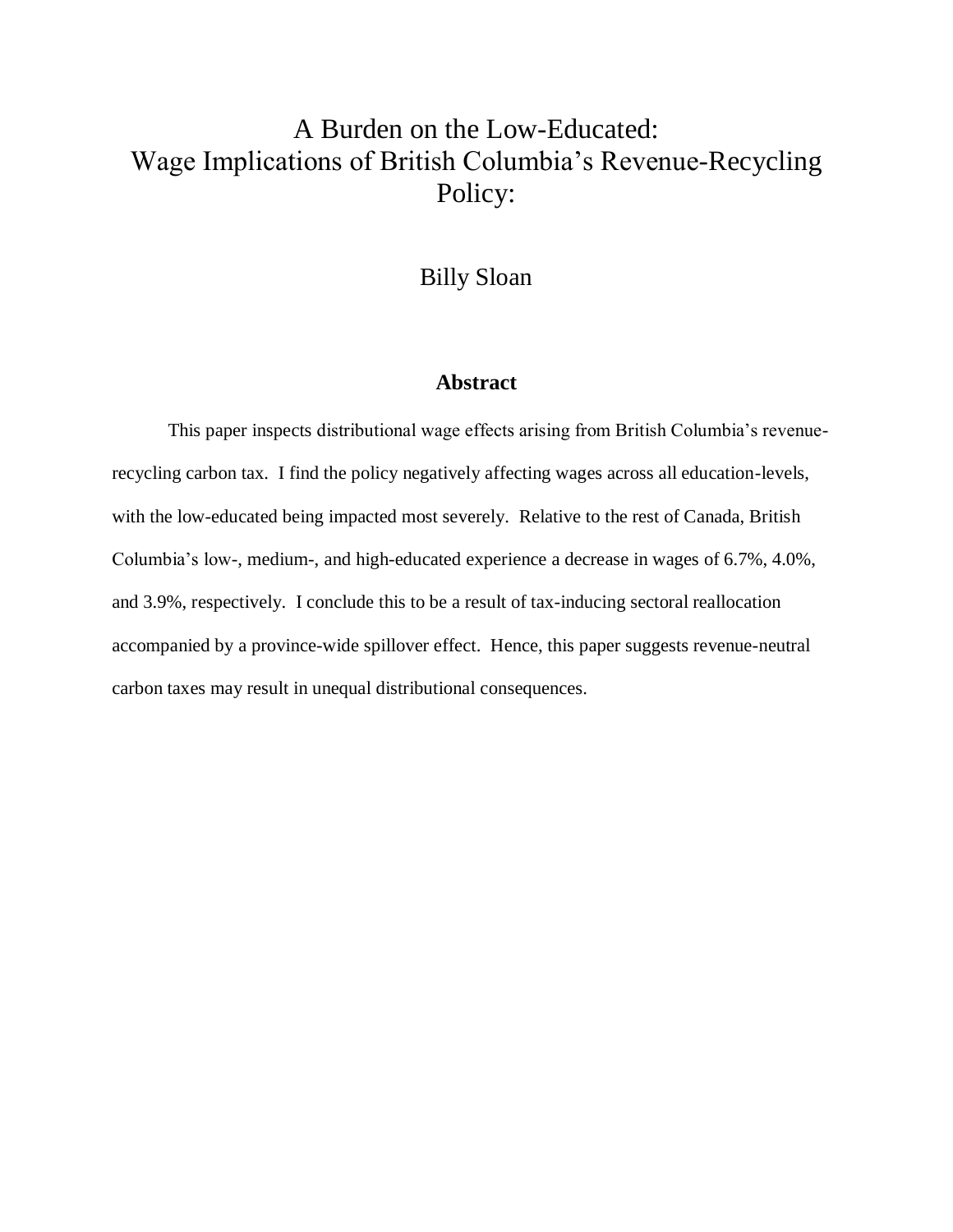# A Burden on the Low-Educated: Wage Implications of British Columbia's Revenue-Recycling Policy:

Billy Sloan

### Abstract

This paper inspects distributional wage effects arising from British Columbia's revenue-recycling carbon tax. I find the policy negatively affecting wages across all education-levels, with the low-educated being impacted most severely. Relative to the rest of Canada, British Columbia's low-, medium-, and high-educated experience a decrease in wages of 6.7%, 4.0%, and 3.9%, respectively. I conclude this to be a result of tax-inducing sectoral reallocation accompanied by a province-wide spillover effect. Hence, this paper suggests revenue-neutral carbon taxes may result in unequal distributional consequences.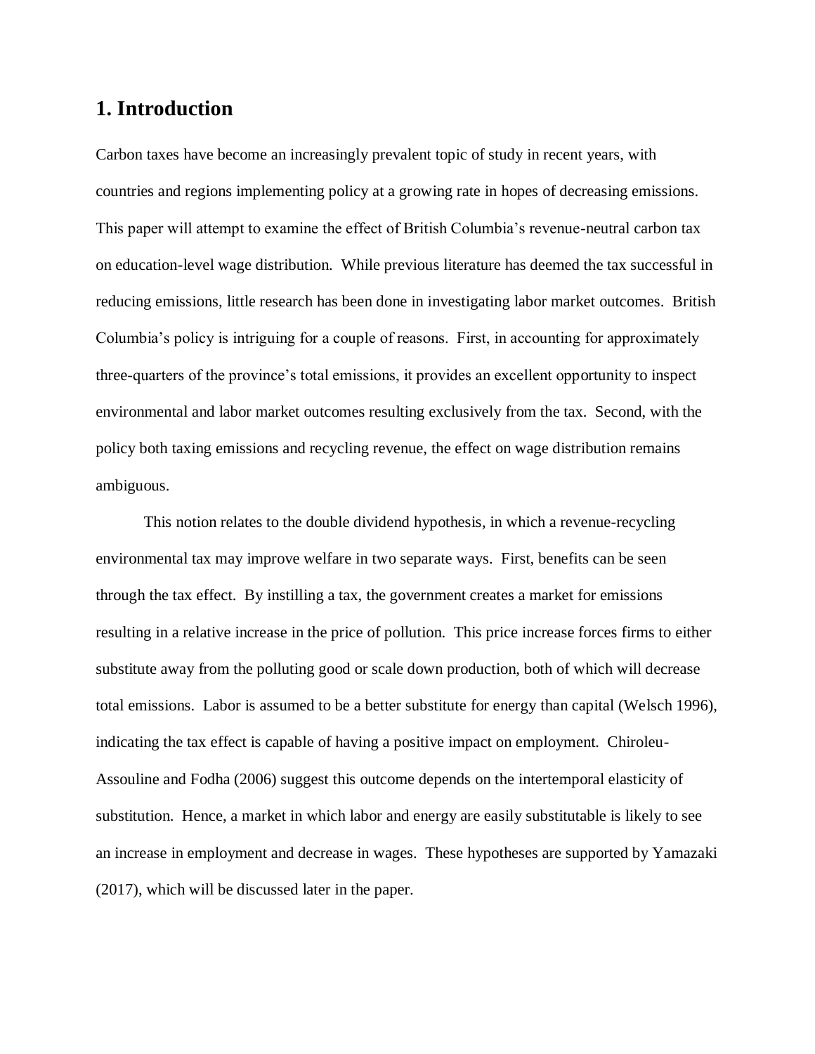## 1. Introduction

Carbon taxes have become an increasingly prevalent topic of study in recent years, with countries and regions implementing policy at a growing rate in hopes of decreasing emissions. This paper will attempt to examine the effect of British Columbia's revenue-neutral carbon tax on education-level wage distribution. While previous literature has deemed the tax successful in reducing emissions, little research has been done in investigating labor market outcomes. British Columbia's policy is intriguing for a couple of reasons. First, in accounting for approximately three-quarters of the province's total emissions, it provides an excellent opportunity to inspect environmental and labor market outcomes resulting exclusively from the tax. Second, with the policy both taxing emissions and recycling revenue, the effect on wage distribution remains ambiguous.

This notion relates to the double dividend hypothesis, in which a revenue-recycling environmental tax may improve welfare in two separate ways. First, benefits can be seen through the tax effect. By instilling a tax, the government creates a market for emissions resulting in a relative increase in the price of pollution. This price increase forces firms to either substitute away from the polluting good or scale down production, both of which will decrease total emissions. Labor is assumed to be a better substitute for energy than capital (Welsch 1996), indicating the tax effect is capable of having a positive impact on employment. Chiroleu-Assouline and Fodha (2006) suggest this outcome depends on the intertemporal elasticity of substitution. Hence, a market in which labor and energy are easily substitutable is likely to see an increase in employment and decrease in wages. These hypotheses are supported by Yamazaki (2017), which will be discussed later in the paper.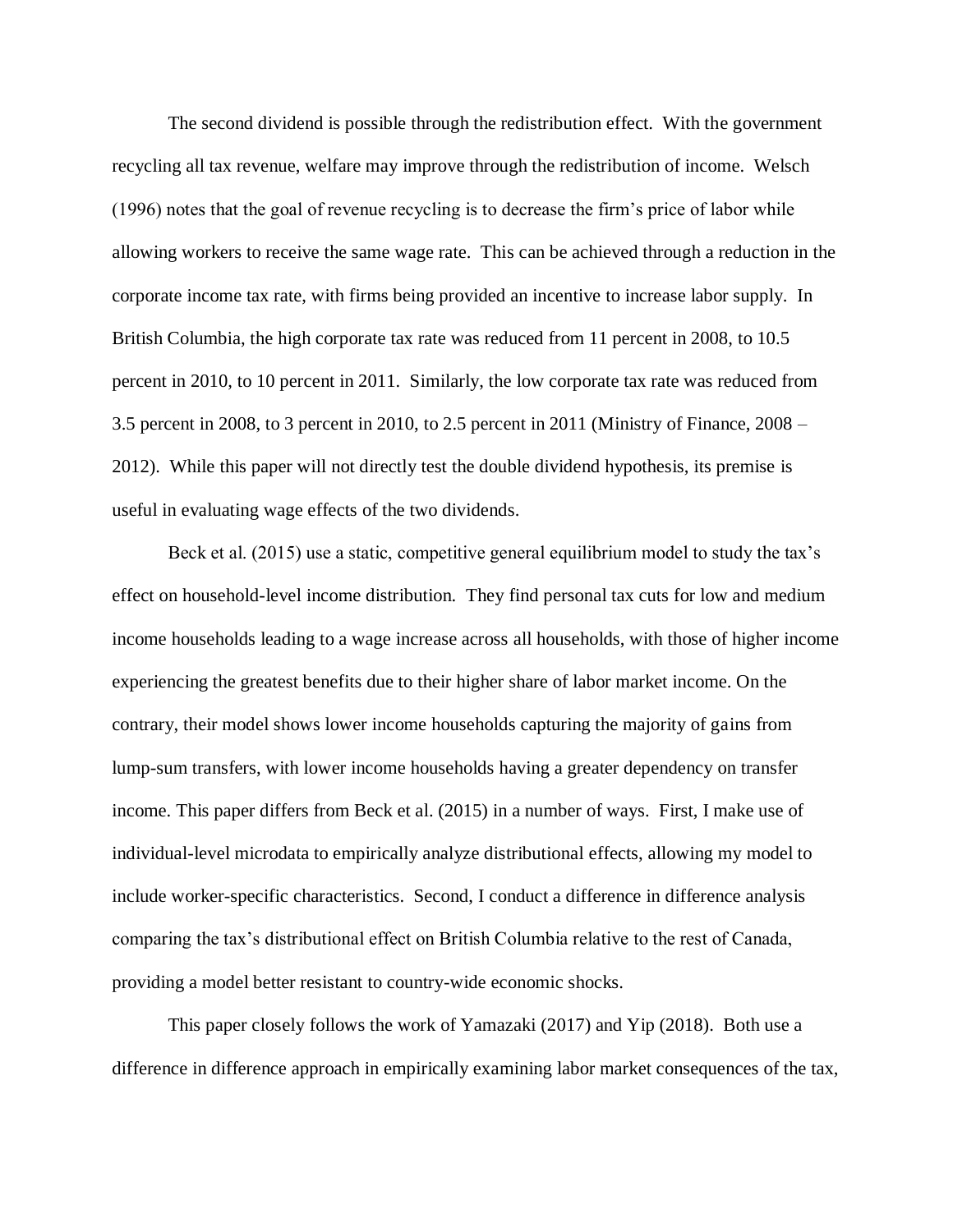The second dividend is possible through the redistribution effect. With the government recycling all tax revenue, welfare may improve through the redistribution of income. Welsch (1996) notes that the goal of revenue recycling is to decrease the firm's price of labor while allowing workers to receive the same wage rate. This can be achieved through a reduction in the corporate income tax rate, with firms being provided an incentive to increase labor supply. In British Columbia, the high corporate tax rate was reduced from 11 percent in 2008, to 10.5 percent in 2010, to 10 percent in 2011. Similarly, the low corporate tax rate was reduced from 3.5 percent in 2008, to 3 percent in 2010, to 2.5 percent in 2011 (Ministry of Finance, 2008 – 2012). While this paper will not directly test the double dividend hypothesis, its premise is useful in evaluating wage effects of the two dividends.

Beck et al. (2015) use a static, competitive general equilibrium model to study the tax's effect on household-level income distribution. They find personal tax cuts for low and medium income households leading to a wage increase across all households, with those of higher income experiencing the greatest benefits due to their higher share of labor market income. On the contrary, their model shows lower income households capturing the majority of gains from lump-sum transfers, with lower income households having a greater dependency on transfer income. This paper differs from Beck et al. (2015) in a number of ways. First, I make use of individual-level microdata to empirically analyze distributional effects, allowing my model to include worker-specific characteristics. Second, I conduct a difference in difference analysis comparing the tax's distributional effect on British Columbia relative to the rest of Canada, providing a model better resistant to country-wide economic shocks.

This paper closely follows the work of Yamazaki (2017) and Yip (2018). Both use a difference in difference approach in empirically examining labor market consequences of the tax,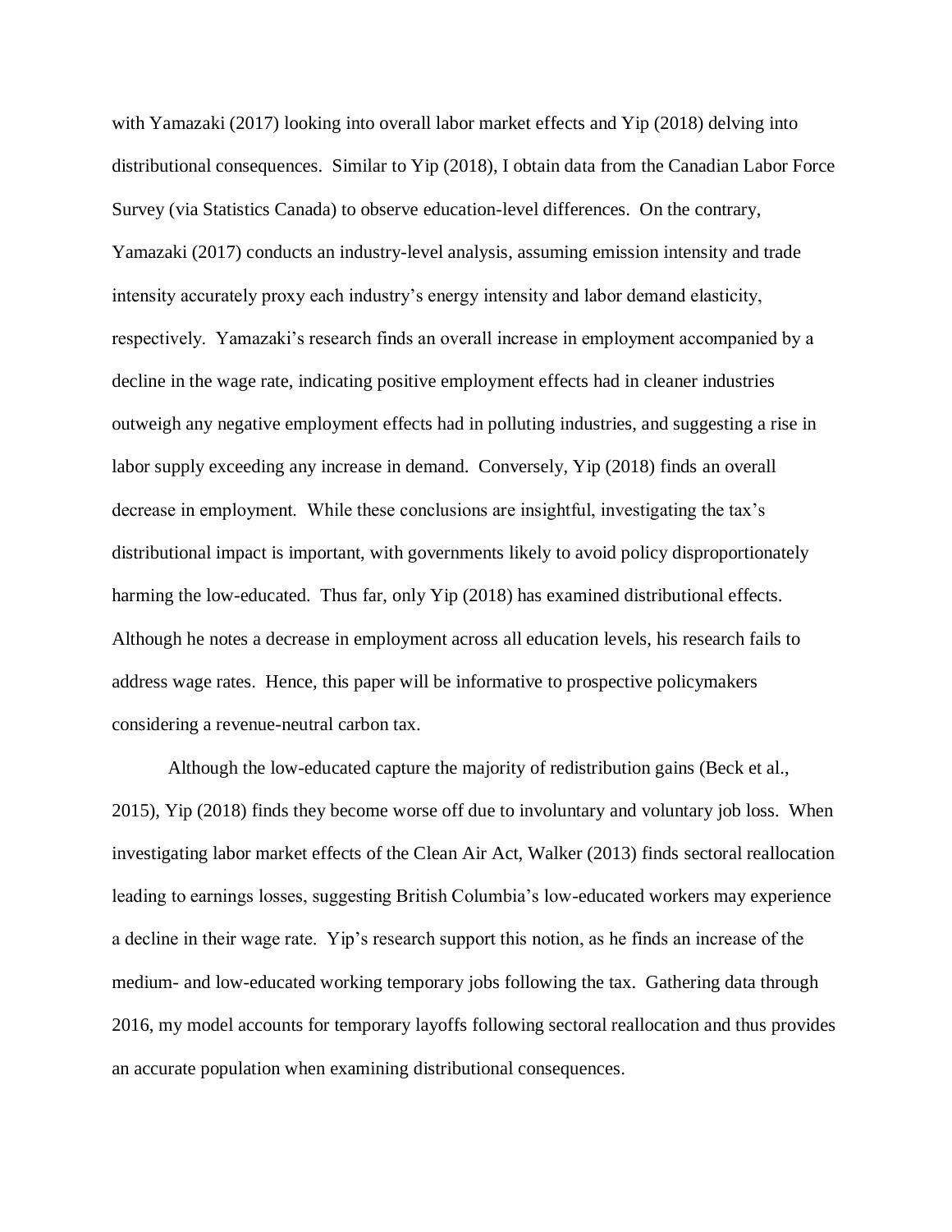with Yamazaki (2017) looking into overall labor market effects and Yip (2018) delving into distributional consequences. Similar to Yip (2018), I obtain data from the Canadian Labor Force Survey (via Statistics Canada) to observe education-level differences. On the contrary, Yamazaki (2017) conducts an industry-level analysis, assuming emission intensity and trade intensity accurately proxy each industry's energy intensity and labor demand elasticity, respectively. Yamazaki's research finds an overall increase in employment accompanied by a decline in the wage rate, indicating positive employment effects had in cleaner industries outweigh any negative employment effects had in polluting industries, and suggesting a rise in labor supply exceeding any increase in demand. Conversely, Yip (2018) finds an overall decrease in employment. While these conclusions are insightful, investigating the tax's distributional impact is important, with governments likely to avoid policy disproportionately harming the low-educated. Thus far, only Yip (2018) has examined distributional effects. Although he notes a decrease in employment across all education levels, his research fails to address wage rates. Hence, this paper will be informative to prospective policymakers considering a revenue-neutral carbon tax.

Although the low-educated capture the majority of redistribution gains (Beck et al., 2015), Yip (2018) finds they become worse off due to involuntary and voluntary job loss. When investigating labor market effects of the Clean Air Act, Walker (2013) finds sectoral reallocation leading to earnings losses, suggesting British Columbia's low-educated workers may experience a decline in their wage rate. Yip's research support this notion, as he finds an increase of the medium- and low-educated working temporary jobs following the tax. Gathering data through 2016, my model accounts for temporary layoffs following sectoral reallocation and thus provides an accurate population when examining distributional consequences.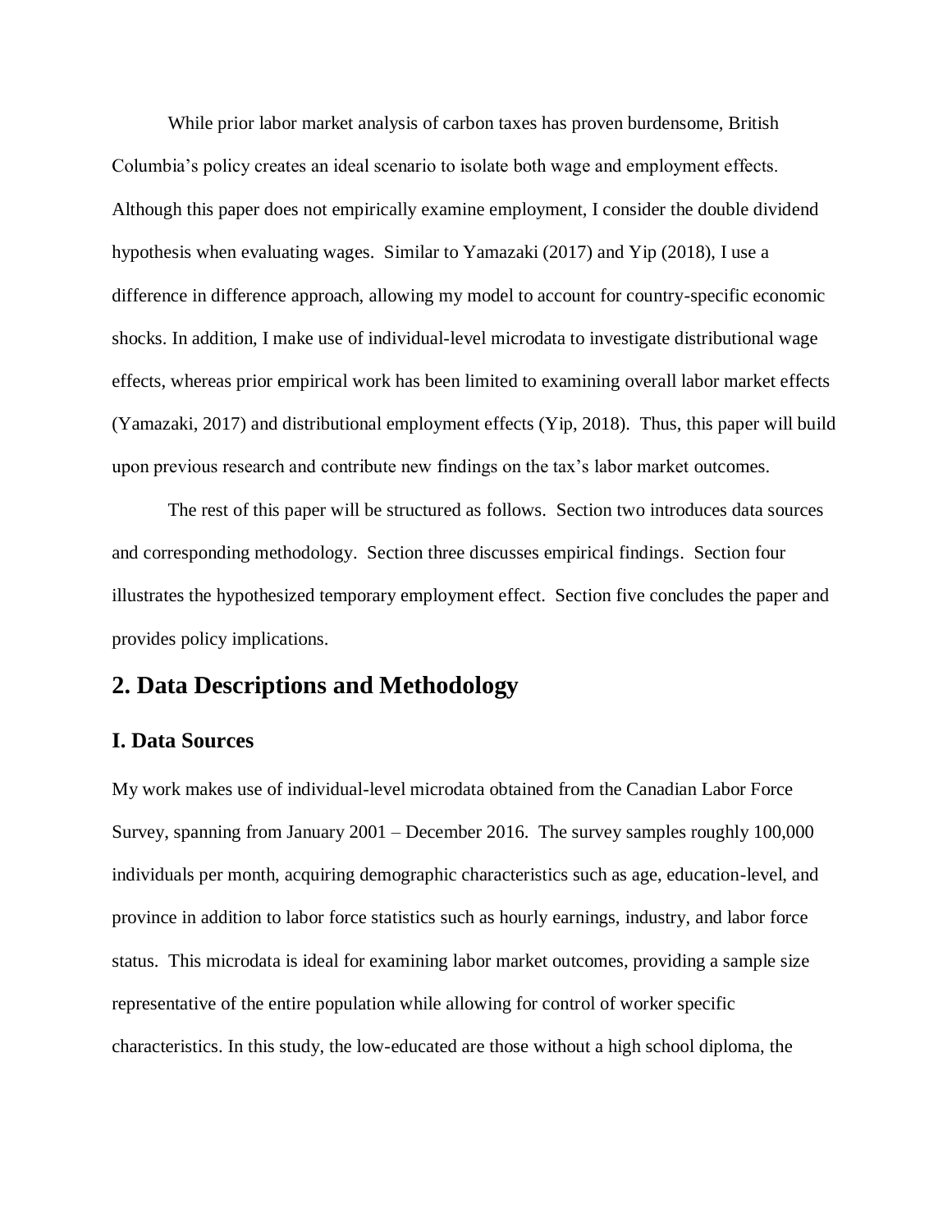While prior labor market analysis of carbon taxes has proven burdensome, British Columbia's policy creates an ideal scenario to isolate both wage and employment effects. Although this paper does not empirically examine employment, I consider the double dividend hypothesis when evaluating wages. Similar to Yamazaki (2017) and Yip (2018), I use a difference in difference approach, allowing my model to account for country-specific economic shocks. In addition, I make use of individual-level microdata to investigate distributional wage effects, whereas prior empirical work has been limited to examining overall labor market effects (Yamazaki, 2017) and distributional employment effects (Yip, 2018). Thus, this paper will build upon previous research and contribute new findings on the tax's labor market outcomes.

The rest of this paper will be structured as follows. Section two introduces data sources and corresponding methodology. Section three discusses empirical findings. Section four illustrates the hypothesized temporary employment effect. Section five concludes the paper and provides policy implications.

## 2. Data Descriptions and Methodology

### I. Data Sources

My work makes use of individual-level microdata obtained from the Canadian Labor Force Survey, spanning from January 2001 – December 2016. The survey samples roughly 100,000 individuals per month, acquiring demographic characteristics such as age, education-level, and province in addition to labor force statistics such as hourly earnings, industry, and labor force status. This microdata is ideal for examining labor market outcomes, providing a sample size representative of the entire population while allowing for control of worker specific characteristics. In this study, the low-educated are those without a high school diploma, the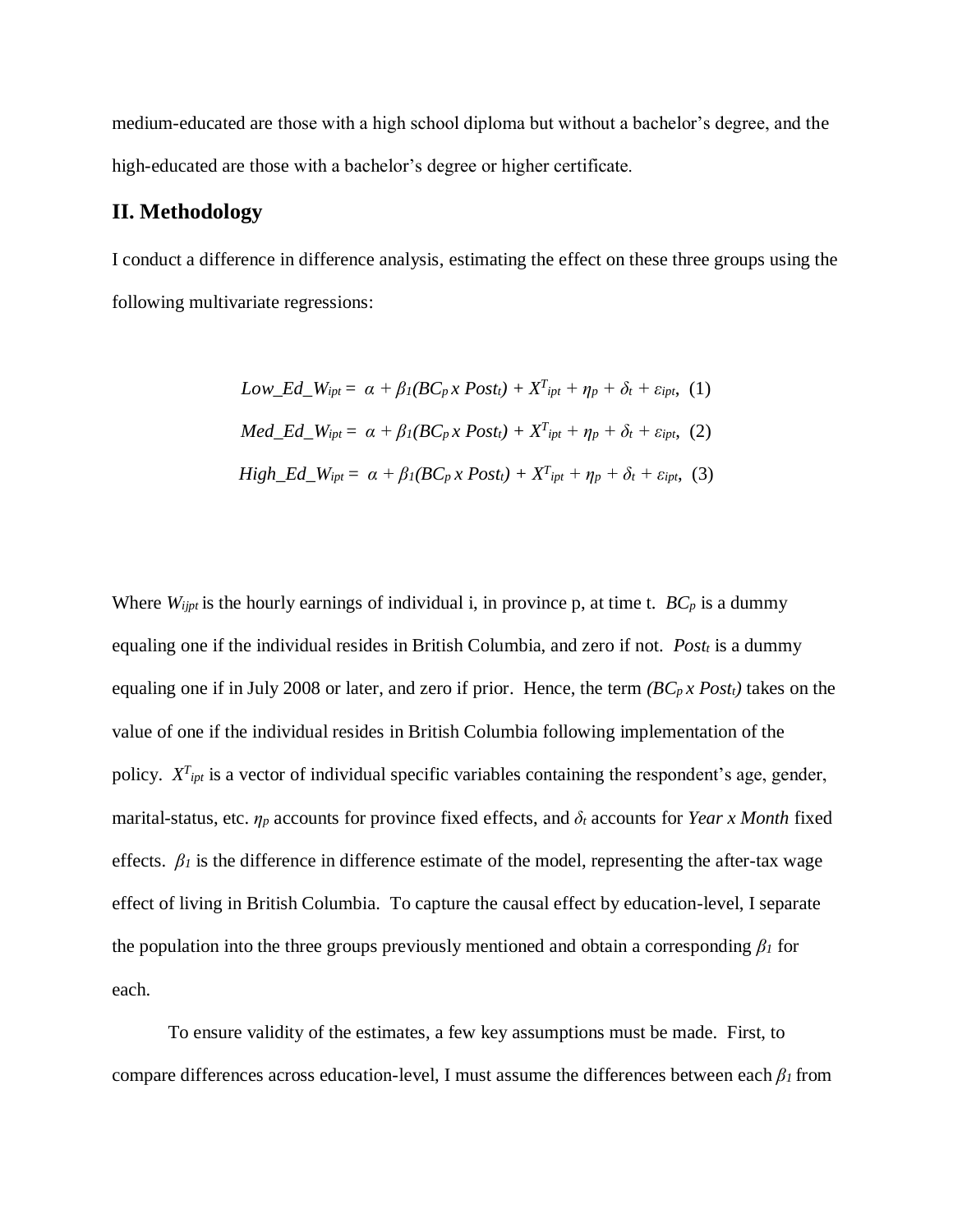medium-educated are those with a high school diploma but without a bachelor's degree, and the high-educated are those with a bachelor's degree or higher certificate.

## II. Methodology

I conduct a difference in difference analysis, estimating the effect on these three groups using the following multivariate regressions:

$$Low\_Ed\_W_{ipt} = \alpha + \beta_1(BC_p \, x \, Post_t) + X^T_{ipt} + \eta_p + \delta_t + \varepsilon_{ipt}, \quad (1)$$

$$Med\_Ed\_W_{ipt} = \alpha + \beta_1(BC_p \, x \, Post_t) + X^T_{ipt} + \eta_p + \delta_t + \varepsilon_{ipt}, \quad (2)$$

$$High\_Ed\_W_{ipt} = \alpha + \beta_1(BC_p \, x \, Post_t) + X^T_{ipt} + \eta_p + \delta_t + \varepsilon_{ipt}, \quad (3)$$

Where $W_{ijpt}$ is the hourly earnings of individual i, in province p, at time t. $BC_p$ is a dummy equaling one if the individual resides in British Columbia, and zero if not. $Post_t$ is a dummy equaling one if in July 2008 or later, and zero if prior. Hence, the term $(BC_p \, x \, Post_t)$ takes on the value of one if the individual resides in British Columbia following implementation of the policy. $X^T_{ipt}$ is a vector of individual specific variables containing the respondent's age, gender, marital-status, etc. $\eta_p$ accounts for province fixed effects, and $\delta_t$ accounts for *Year x Month* fixed effects. $\beta_1$ is the difference in difference estimate of the model, representing the after-tax wage effect of living in British Columbia. To capture the causal effect by education-level, I separate the population into the three groups previously mentioned and obtain a corresponding $\beta_1$ for each.

To ensure validity of the estimates, a few key assumptions must be made. First, to compare differences across education-level, I must assume the differences between each $\beta_1$ from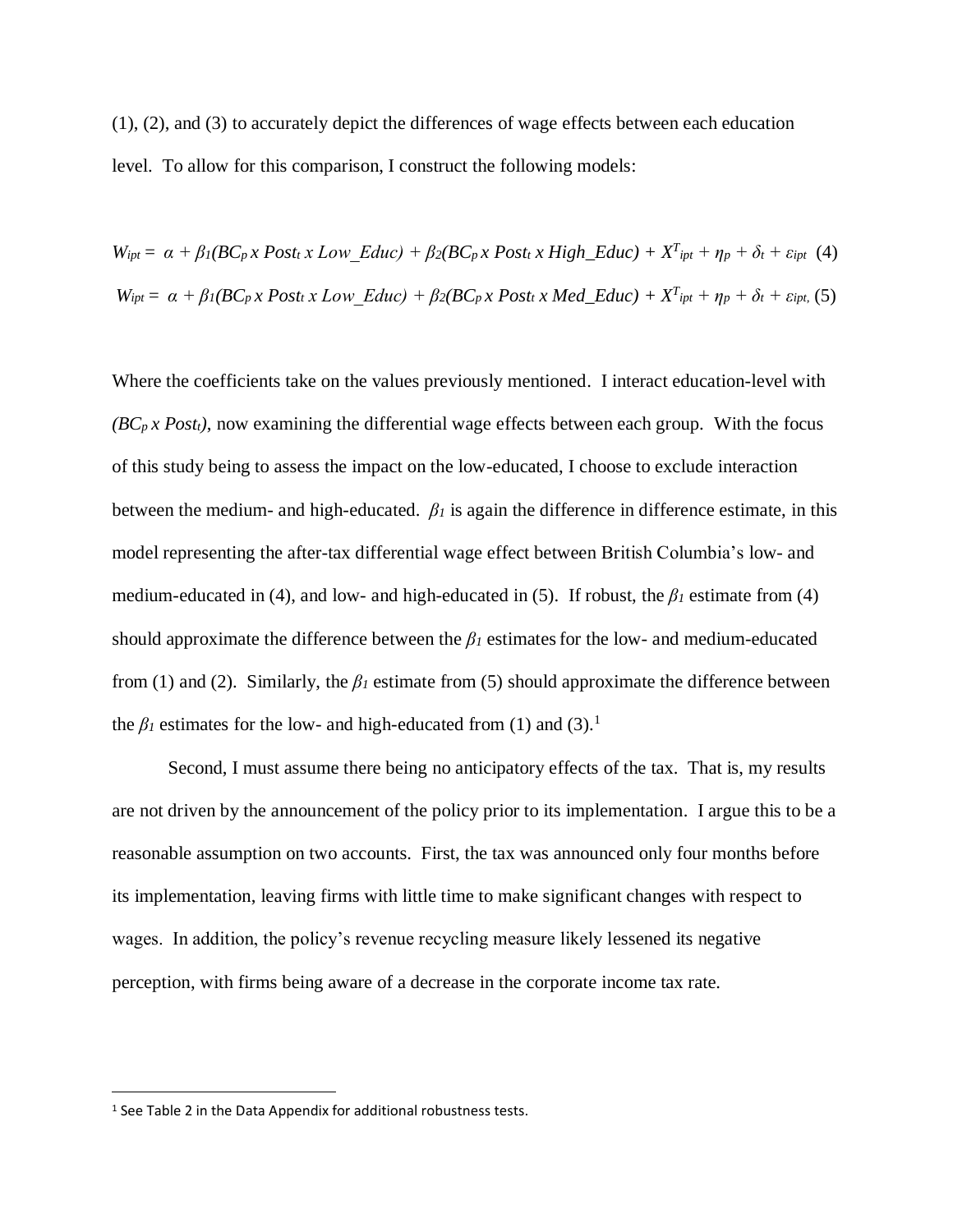(1), (2), and (3) to accurately depict the differences of wage effects between each education level. To allow for this comparison, I construct the following models:

$$W_{ipt} = \alpha + \beta_1(BC_p \times Post_t \times Low\_Educ) + \beta_2(BC_p \times Post_t \times High\_Educ) + X^T_{ipt} + \eta_p + \delta_t + \varepsilon_{ipt} \quad (4)$$

$$W_{ipt} = \alpha + \beta_1(BC_p \times Post_t \times Low\_Educ) + \beta_2(BC_p \times Post_t \times Med\_Educ) + X^T_{ipt} + \eta_p + \delta_t + \varepsilon_{ipt}, \quad (5)$$

Where the coefficients take on the values previously mentioned. I interact education-level with $(BC_p \times Post_t)$, now examining the differential wage effects between each group. With the focus of this study being to assess the impact on the low-educated, I choose to exclude interaction between the medium- and high-educated. $\beta_1$ is again the difference in difference estimate, in this model representing the after-tax differential wage effect between British Columbia's low- and medium-educated in (4), and low- and high-educated in (5). If robust, the $\beta_1$ estimate from (4) should approximate the difference between the $\beta_1$ estimates for the low- and medium-educated from (1) and (2). Similarly, the $\beta_1$ estimate from (5) should approximate the difference between the $\beta_1$ estimates for the low- and high-educated from (1) and (3).[1]

Second, I must assume there being no anticipatory effects of the tax. That is, my results are not driven by the announcement of the policy prior to its implementation. I argue this to be a reasonable assumption on two accounts. First, the tax was announced only four months before its implementation, leaving firms with little time to make significant changes with respect to wages. In addition, the policy's revenue recycling measure likely lessened its negative perception, with firms being aware of a decrease in the corporate income tax rate.

[1] See Table 2 in the Data Appendix for additional robustness tests.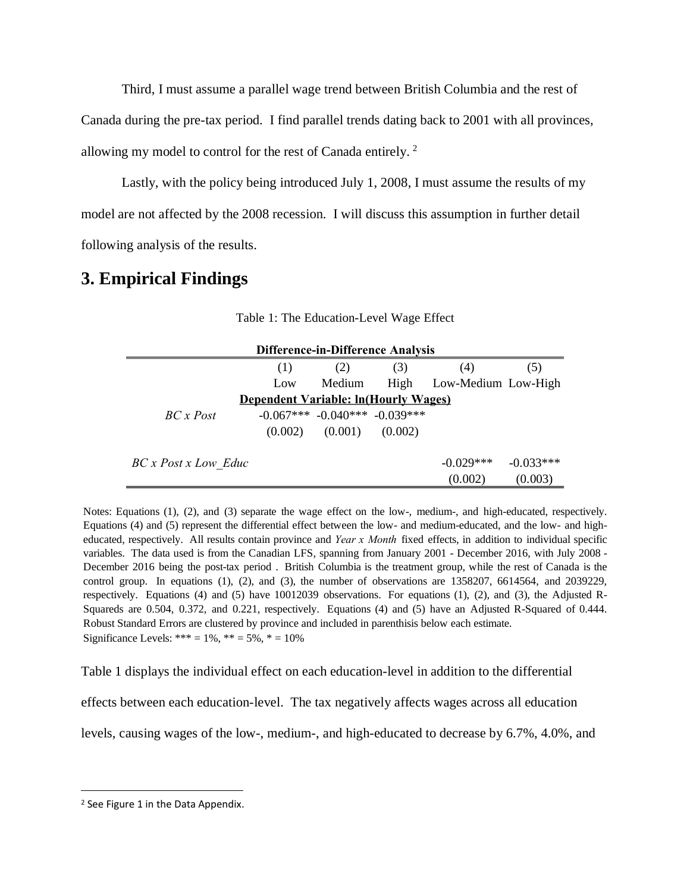Third, I must assume a parallel wage trend between British Columbia and the rest of Canada during the pre-tax period. I find parallel trends dating back to 2001 with all provinces, allowing my model to control for the rest of Canada entirely. [2]

Lastly, with the policy being introduced July 1, 2008, I must assume the results of my model are not affected by the 2008 recession. I will discuss this assumption in further detail following analysis of the results.

# 3. Empirical Findings

Table 1: The Education-Level Wage Effect

| **Difference-in-Difference Analysis** | | | | | |
|---|---|---|---|---|---|
| | (1) | (2) | (3) | (4) | (5) |
| | Low | Medium | High | Low-Medium | Low-High |
| **Dependent Variable: ln(Hourly Wages)** | | | | | |
| *BC x Post* | -0.067*** | -0.040*** | -0.039*** | | |
| | (0.002) | (0.001) | (0.002) | | |
| *BC x Post x Low_Educ* | | | | -0.029*** | -0.033*** |
| | | | | (0.002) | (0.003) |

Notes: Equations (1), (2), and (3) separate the wage effect on the low-, medium-, and high-educated, respectively. Equations (4) and (5) represent the differential effect between the low- and medium-educated, and the low- and high-educated, respectively. All results contain province and *Year x Month* fixed effects, in addition to individual specific variables. The data used is from the Canadian LFS, spanning from January 2001 - December 2016, with July 2008 - December 2016 being the post-tax period . British Columbia is the treatment group, while the rest of Canada is the control group. In equations (1), (2), and (3), the number of observations are 1358207, 6614564, and 2039229, respectively. Equations (4) and (5) have 10012039 observations. For equations (1), (2), and (3), the Adjusted R-Squareds are 0.504, 0.372, and 0.221, respectively. Equations (4) and (5) have an Adjusted R-Squared of 0.444. Robust Standard Errors are clustered by province and included in parenthisis below each estimate.
Significance Levels: *** = 1%, ** = 5%, * = 10%

Table 1 displays the individual effect on each education-level in addition to the differential effects between each education-level. The tax negatively affects wages across all education levels, causing wages of the low-, medium-, and high-educated to decrease by 6.7%, 4.0%, and

[2] See Figure 1 in the Data Appendix.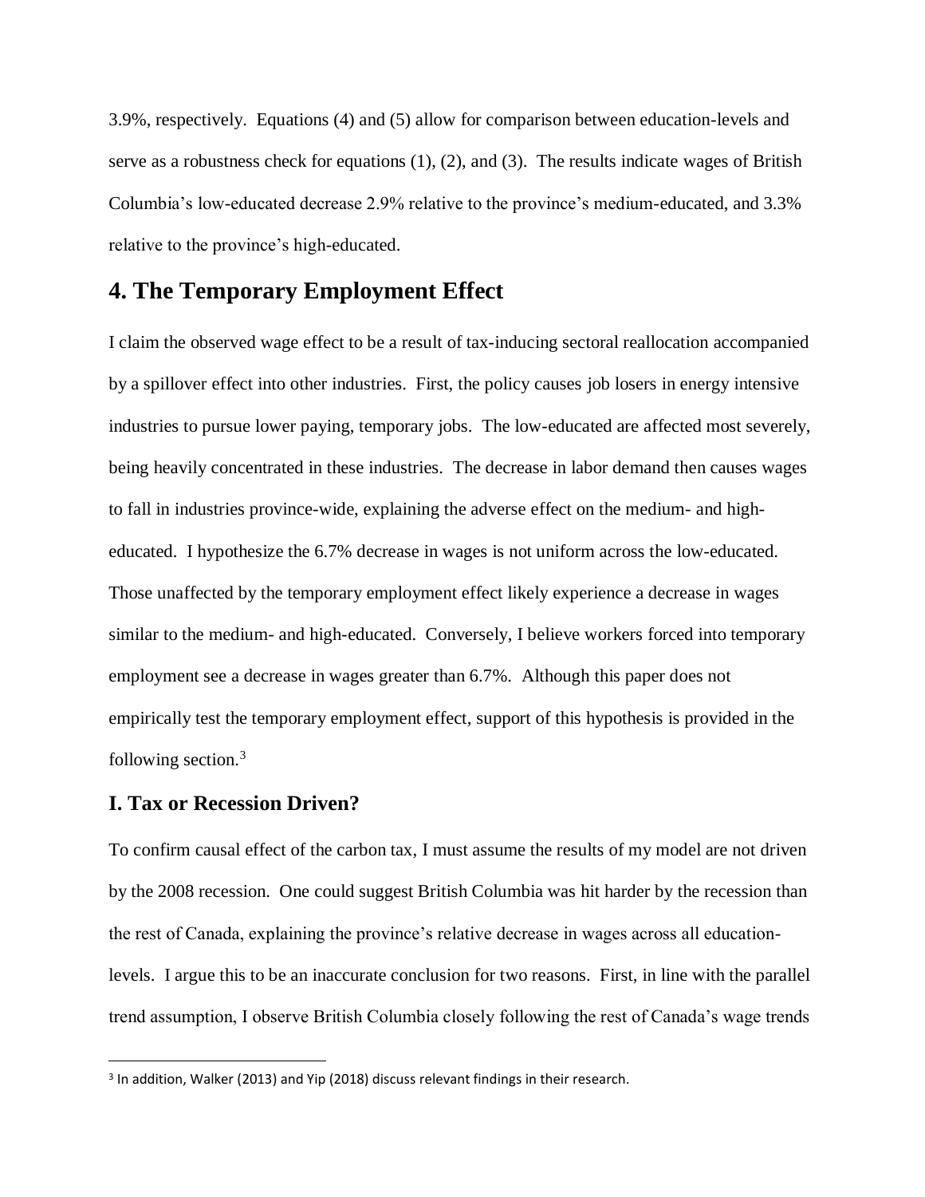3.9%, respectively. Equations (4) and (5) allow for comparison between education-levels and serve as a robustness check for equations (1), (2), and (3). The results indicate wages of British Columbia's low-educated decrease 2.9% relative to the province's medium-educated, and 3.3% relative to the province's high-educated.

## 4. The Temporary Employment Effect

I claim the observed wage effect to be a result of tax-inducing sectoral reallocation accompanied by a spillover effect into other industries. First, the policy causes job losers in energy intensive industries to pursue lower paying, temporary jobs. The low-educated are affected most severely, being heavily concentrated in these industries. The decrease in labor demand then causes wages to fall in industries province-wide, explaining the adverse effect on the medium- and high-educated. I hypothesize the 6.7% decrease in wages is not uniform across the low-educated. Those unaffected by the temporary employment effect likely experience a decrease in wages similar to the medium- and high-educated. Conversely, I believe workers forced into temporary employment see a decrease in wages greater than 6.7%. Although this paper does not empirically test the temporary employment effect, support of this hypothesis is provided in the following section.[3]

### I. Tax or Recession Driven?

To confirm causal effect of the carbon tax, I must assume the results of my model are not driven by the 2008 recession. One could suggest British Columbia was hit harder by the recession than the rest of Canada, explaining the province's relative decrease in wages across all education-levels. I argue this to be an inaccurate conclusion for two reasons. First, in line with the parallel trend assumption, I observe British Columbia closely following the rest of Canada's wage trends

[3] In addition, Walker (2013) and Yip (2018) discuss relevant findings in their research.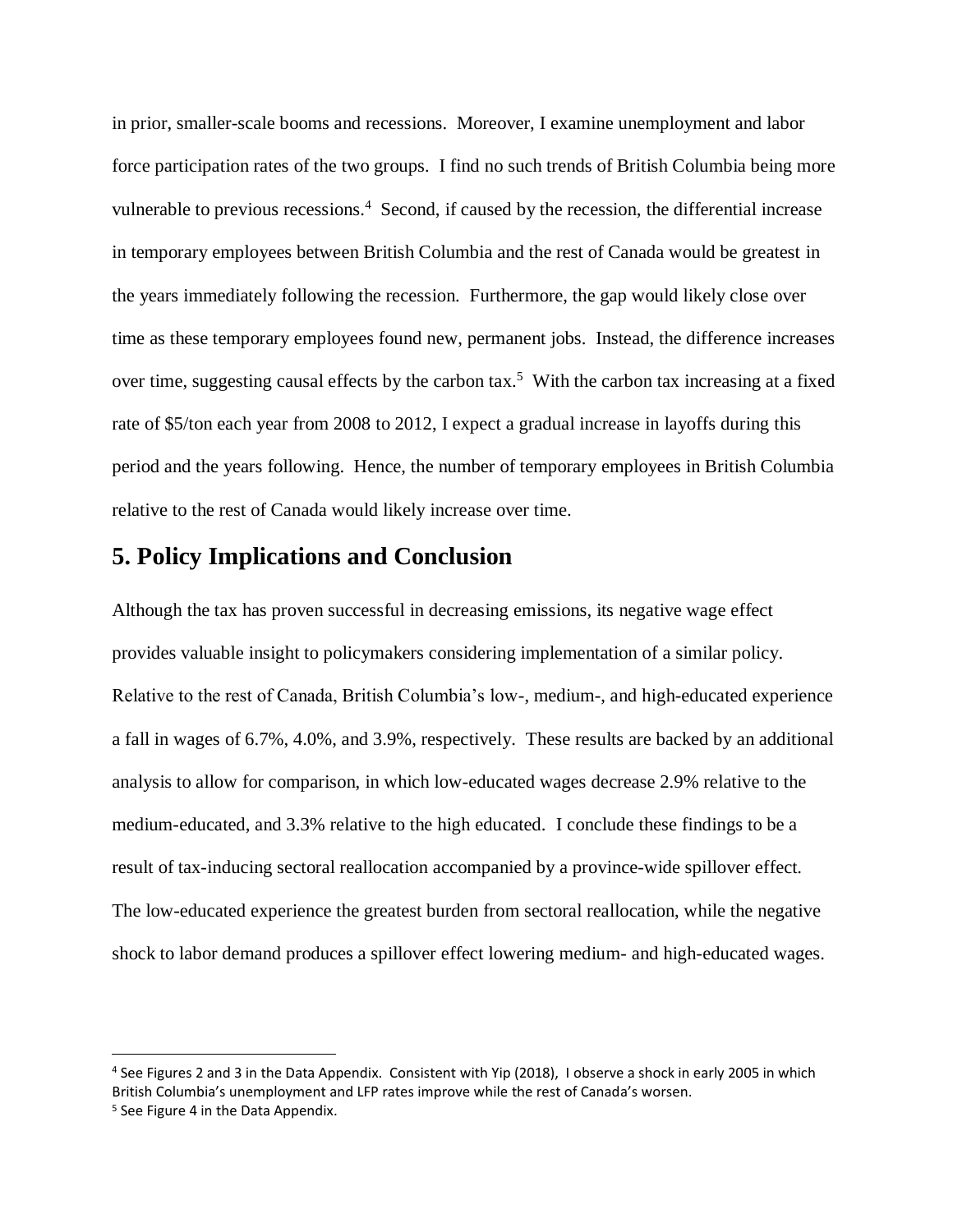in prior, smaller-scale booms and recessions. Moreover, I examine unemployment and labor force participation rates of the two groups. I find no such trends of British Columbia being more vulnerable to previous recessions.[4] Second, if caused by the recession, the differential increase in temporary employees between British Columbia and the rest of Canada would be greatest in the years immediately following the recession. Furthermore, the gap would likely close over time as these temporary employees found new, permanent jobs. Instead, the difference increases over time, suggesting causal effects by the carbon tax.[5] With the carbon tax increasing at a fixed rate of $5/ton each year from 2008 to 2012, I expect a gradual increase in layoffs during this period and the years following. Hence, the number of temporary employees in British Columbia relative to the rest of Canada would likely increase over time.

## 5. Policy Implications and Conclusion

Although the tax has proven successful in decreasing emissions, its negative wage effect provides valuable insight to policymakers considering implementation of a similar policy. Relative to the rest of Canada, British Columbia's low-, medium-, and high-educated experience a fall in wages of 6.7%, 4.0%, and 3.9%, respectively. These results are backed by an additional analysis to allow for comparison, in which low-educated wages decrease 2.9% relative to the medium-educated, and 3.3% relative to the high educated. I conclude these findings to be a result of tax-inducing sectoral reallocation accompanied by a province-wide spillover effect. The low-educated experience the greatest burden from sectoral reallocation, while the negative shock to labor demand produces a spillover effect lowering medium- and high-educated wages.

---

[4] See Figures 2 and 3 in the Data Appendix. Consistent with Yip (2018), I observe a shock in early 2005 in which British Columbia's unemployment and LFP rates improve while the rest of Canada's worsen.

[5] See Figure 4 in the Data Appendix.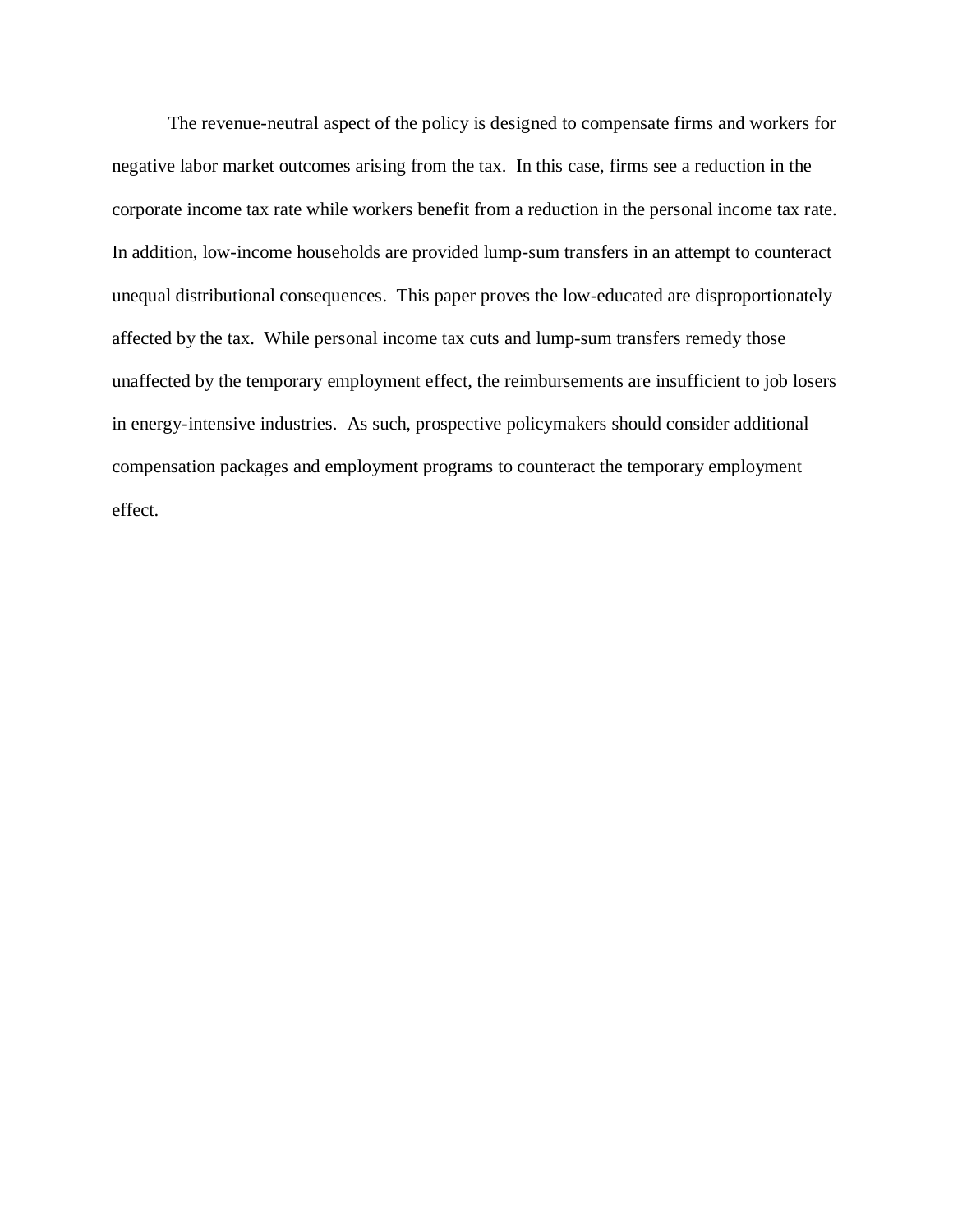The revenue-neutral aspect of the policy is designed to compensate firms and workers for negative labor market outcomes arising from the tax. In this case, firms see a reduction in the corporate income tax rate while workers benefit from a reduction in the personal income tax rate. In addition, low-income households are provided lump-sum transfers in an attempt to counteract unequal distributional consequences. This paper proves the low-educated are disproportionately affected by the tax. While personal income tax cuts and lump-sum transfers remedy those unaffected by the temporary employment effect, the reimbursements are insufficient to job losers in energy-intensive industries. As such, prospective policymakers should consider additional compensation packages and employment programs to counteract the temporary employment effect.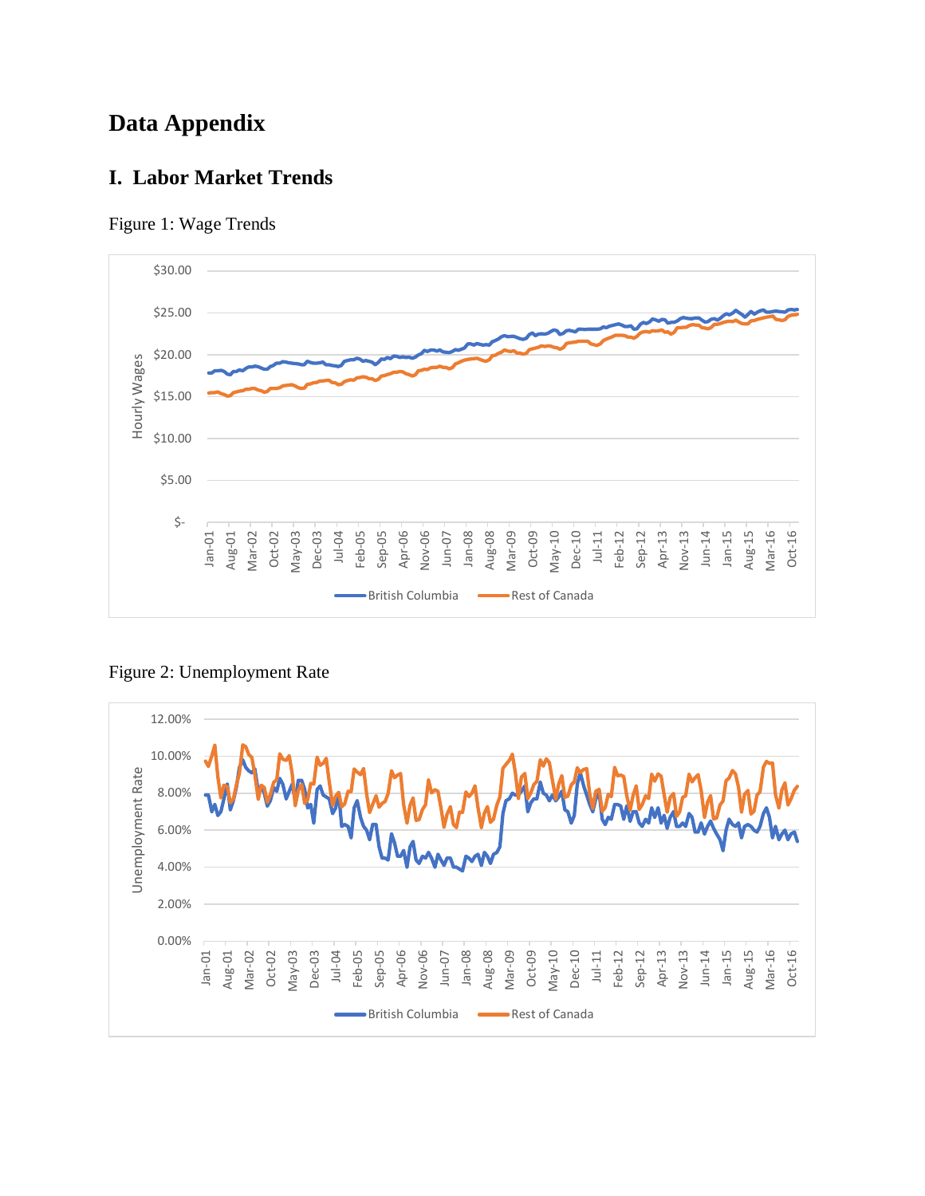# Data Appendix

## I. Labor Market Trends

Figure 1: Wage Trends

Figure 2: Unemployment Rate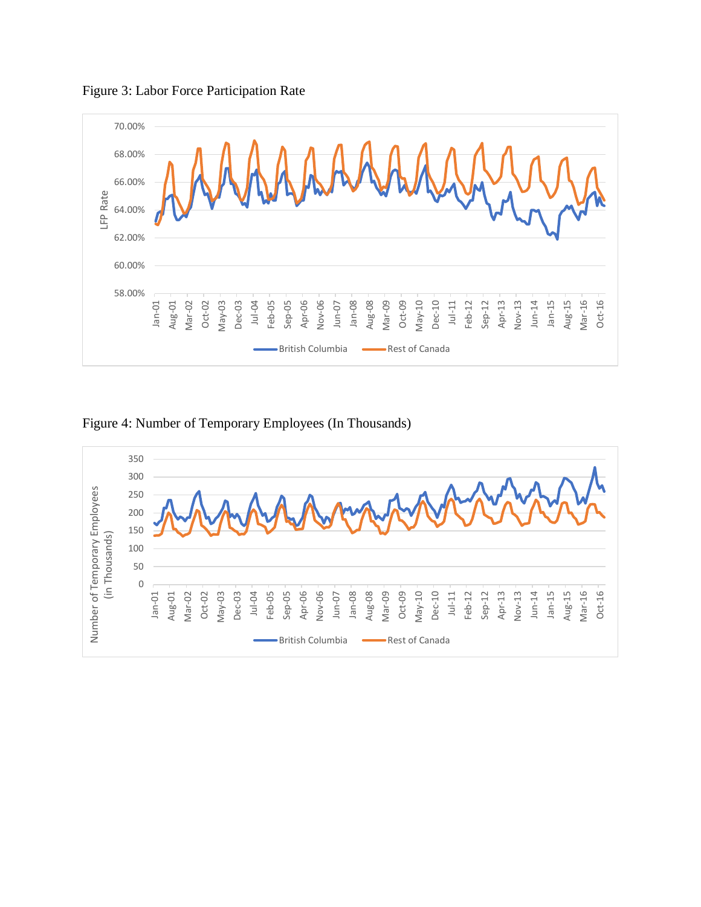Figure 3: Labor Force Participation Rate

Figure 4: Number of Temporary Employees (In Thousands)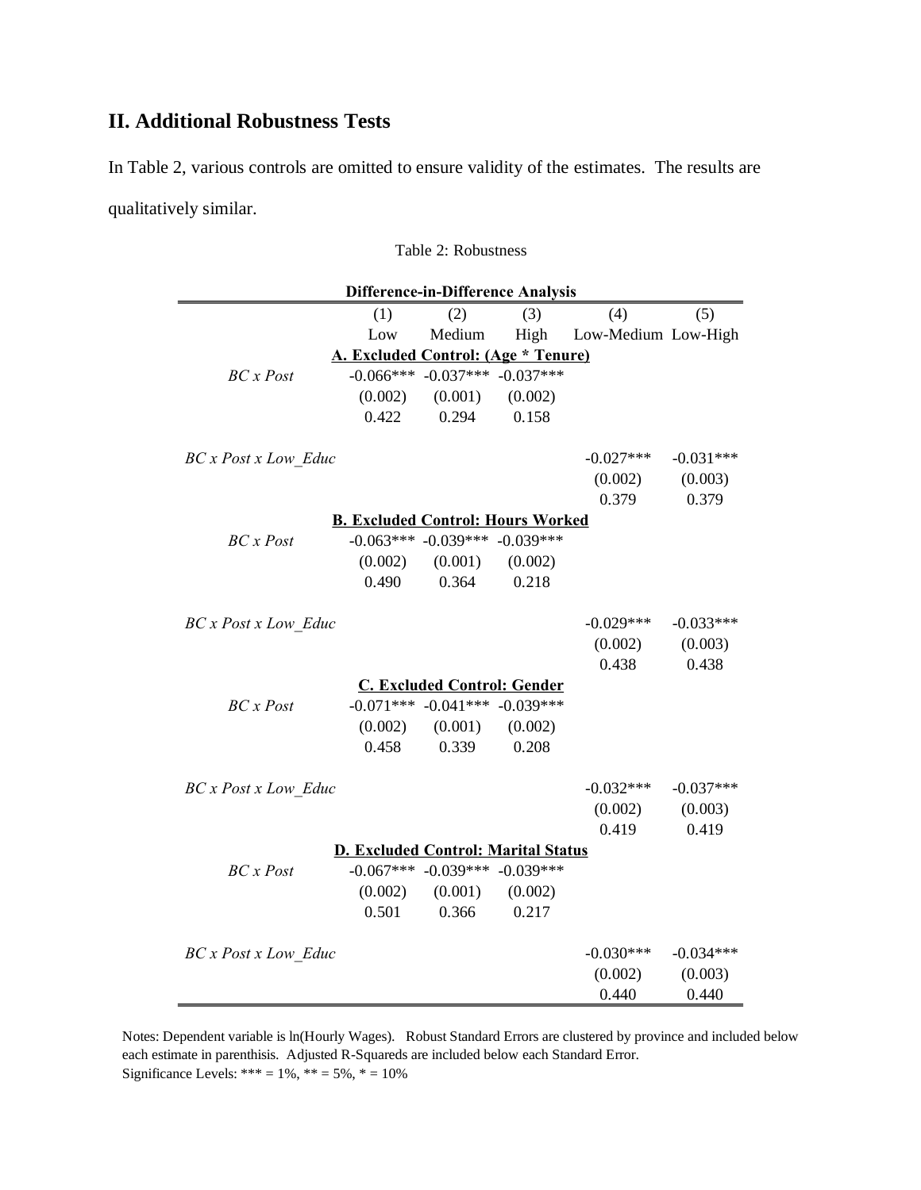## II. Additional Robustness Tests

In Table 2, various controls are omitted to ensure validity of the estimates. The results are qualitatively similar.

Table 2: Robustness

| Difference-in-Difference Analysis | | | | | |
|---|---|---|---|---|---|
| | (1) | (2) | (3) | (4) | (5) |
| | Low | Medium | High | Low-Medium | Low-High |
| **A. Excluded Control: (Age * Tenure)** | | | | | |
| *BC x Post* | -0.066*** | -0.037*** | -0.037*** | | |
| | (0.002) | (0.001) | (0.002) | | |
| | 0.422 | 0.294 | 0.158 | | |
| *BC x Post x Low_Educ* | | | | -0.027*** | -0.031*** |
| | | | | (0.002) | (0.003) |
| | | | | 0.379 | 0.379 |
| **B. Excluded Control: Hours Worked** | | | | | |
| *BC x Post* | -0.063*** | -0.039*** | -0.039*** | | |
| | (0.002) | (0.001) | (0.002) | | |
| | 0.490 | 0.364 | 0.218 | | |
| *BC x Post x Low_Educ* | | | | -0.029*** | -0.033*** |
| | | | | (0.002) | (0.003) |
| | | | | 0.438 | 0.438 |
| **C. Excluded Control: Gender** | | | | | |
| *BC x Post* | -0.071*** | -0.041*** | -0.039*** | | |
| | (0.002) | (0.001) | (0.002) | | |
| | 0.458 | 0.339 | 0.208 | | |
| *BC x Post x Low_Educ* | | | | -0.032*** | -0.037*** |
| | | | | (0.002) | (0.003) |
| | | | | 0.419 | 0.419 |
| **D. Excluded Control: Marital Status** | | | | | |
| *BC x Post* | -0.067*** | -0.039*** | -0.039*** | | |
| | (0.002) | (0.001) | (0.002) | | |
| | 0.501 | 0.366 | 0.217 | | |
| *BC x Post x Low_Educ* | | | | -0.030*** | -0.034*** |
| | | | | (0.002) | (0.003) |
| | | | | 0.440 | 0.440 |

Notes: Dependent variable is ln(Hourly Wages). Robust Standard Errors are clustered by province and included below each estimate in parenthisis. Adjusted R-Squareds are included below each Standard Error.
Significance Levels: *** = 1%, ** = 5%, * = 10%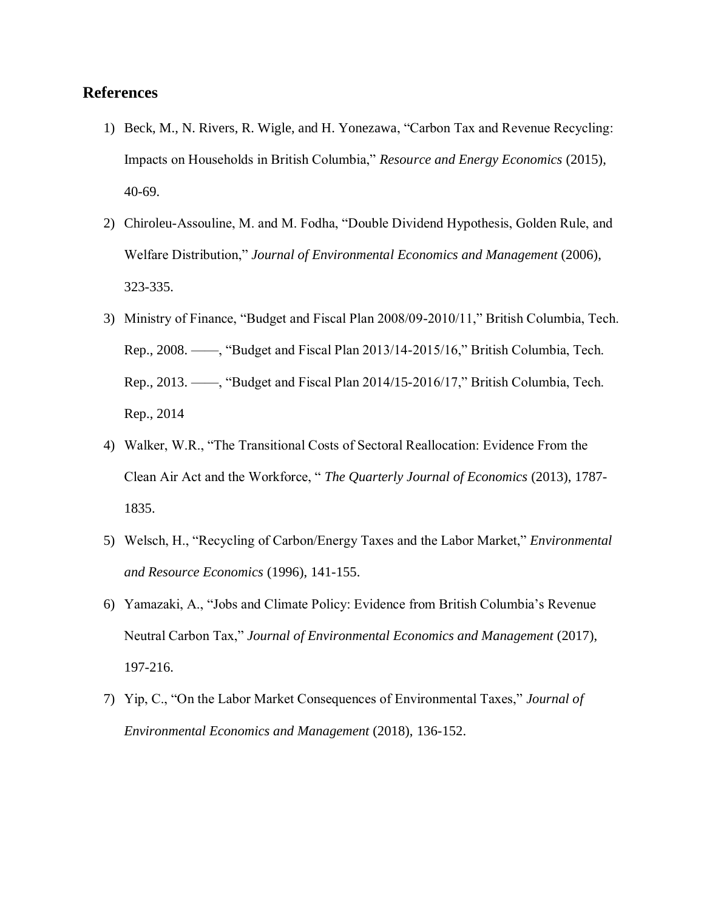## References

1) Beck, M., N. Rivers, R. Wigle, and H. Yonezawa, "Carbon Tax and Revenue Recycling: Impacts on Households in British Columbia," *Resource and Energy Economics* (2015), 40-69.

2) Chiroleu-Assouline, M. and M. Fodha, "Double Dividend Hypothesis, Golden Rule, and Welfare Distribution," *Journal of Environmental Economics and Management* (2006), 323-335.

3) Ministry of Finance, "Budget and Fiscal Plan 2008/09-2010/11," British Columbia, Tech. Rep., 2008. ——, "Budget and Fiscal Plan 2013/14-2015/16," British Columbia, Tech. Rep., 2013. ——, "Budget and Fiscal Plan 2014/15-2016/17," British Columbia, Tech. Rep., 2014

4) Walker, W.R., "The Transitional Costs of Sectoral Reallocation: Evidence From the Clean Air Act and the Workforce, " *The Quarterly Journal of Economics* (2013), 1787-1835.

5) Welsch, H., "Recycling of Carbon/Energy Taxes and the Labor Market," *Environmental and Resource Economics* (1996), 141-155.

6) Yamazaki, A., "Jobs and Climate Policy: Evidence from British Columbia's Revenue Neutral Carbon Tax," *Journal of Environmental Economics and Management* (2017), 197-216.

7) Yip, C., "On the Labor Market Consequences of Environmental Taxes," *Journal of Environmental Economics and Management* (2018), 136-152.